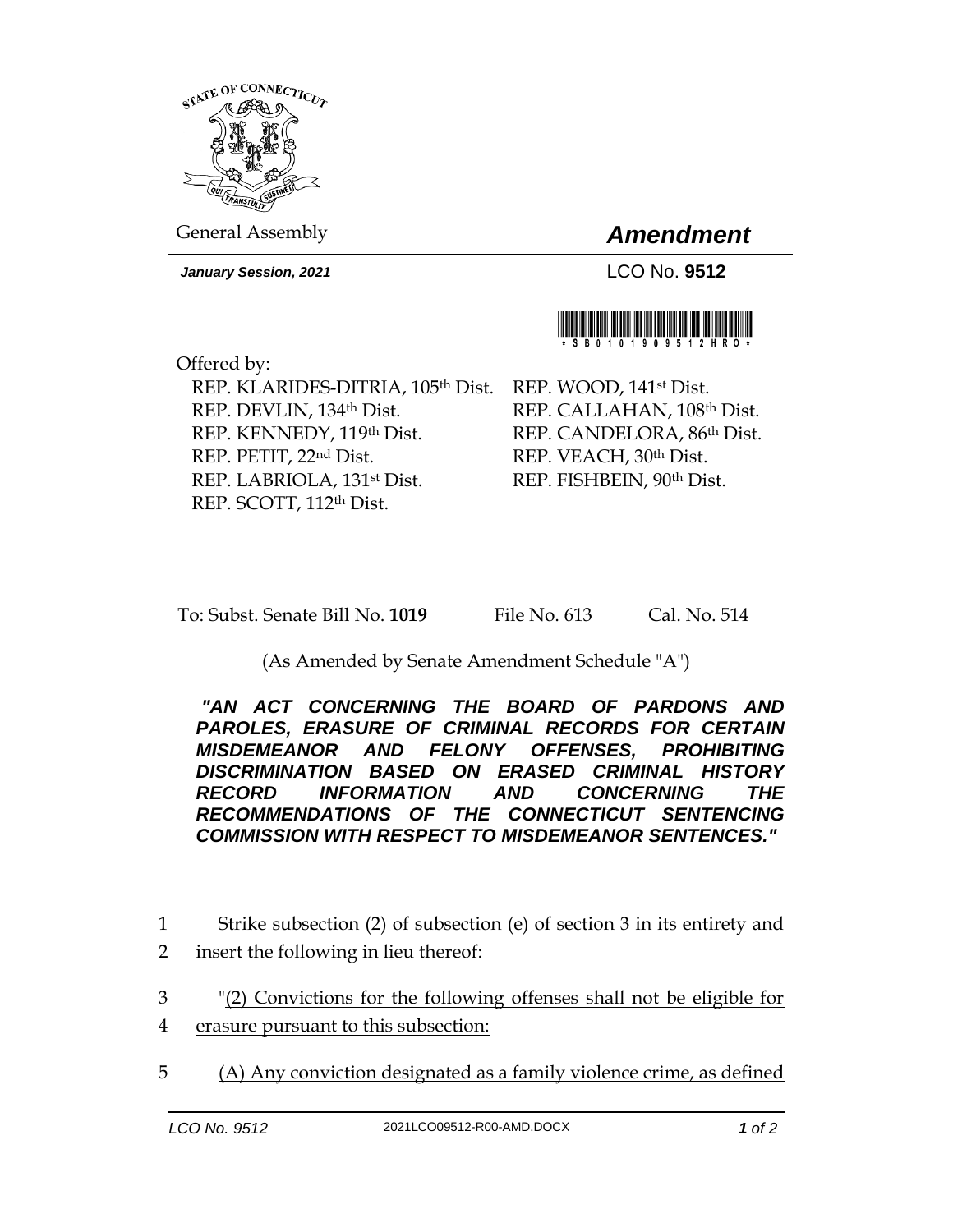General Assembly

# *Amendment*

***January Session, 2021***

LCO No. **9512**

\*SB01019095 12HRO\*

Offered by:

REP. KLARIDES-DITRIA, 105th Dist.
REP. DEVLIN, 134th Dist.
REP. KENNEDY, 119th Dist.
REP. PETIT, 22nd Dist.
REP. LABRIOLA, 131st Dist.
REP. SCOTT, 112th Dist.
REP. WOOD, 141st Dist.
REP. CALLAHAN, 108th Dist.
REP. CANDELORA, 86th Dist.
REP. VEACH, 30th Dist.
REP. FISHBEIN, 90th Dist.

To: Subst. Senate Bill No. **1019** File No. 613 Cal. No. 514

(As Amended by Senate Amendment Schedule "A")

***"AN ACT CONCERNING THE BOARD OF PARDONS AND PAROLES, ERASURE OF CRIMINAL RECORDS FOR CERTAIN MISDEMEANOR AND FELONY OFFENSES, PROHIBITING DISCRIMINATION BASED ON ERASED CRIMINAL HISTORY RECORD INFORMATION AND CONCERNING THE RECOMMENDATIONS OF THE CONNECTICUT SENTENCING COMMISSION WITH RESPECT TO MISDEMEANOR SENTENCES."***

---

1 Strike subsection (2) of subsection (e) of section 3 in its entirety and
2 insert the following in lieu thereof:

3 "<u>(2) Convictions for the following offenses shall not be eligible for</u>
4 <u>erasure pursuant to this subsection:</u>

5 <u>(A) Any conviction designated as a family violence crime, as defined</u>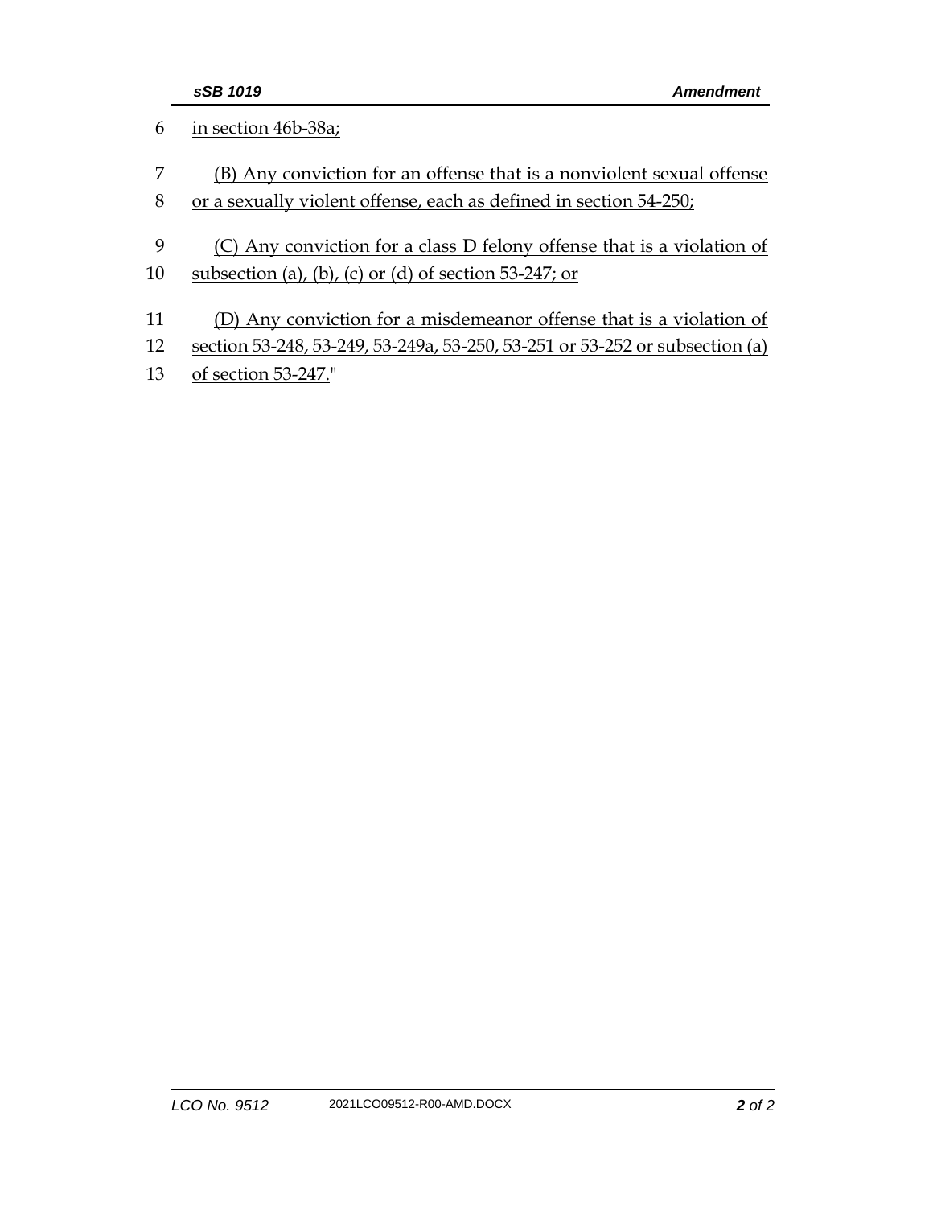6 in section 46b-38a;

7 (B) Any conviction for an offense that is a nonviolent sexual offense
8 or a sexually violent offense, each as defined in section 54-250;

9 (C) Any conviction for a class D felony offense that is a violation of
10 subsection (a), (b), (c) or (d) of section 53-247; or

11 (D) Any conviction for a misdemeanor offense that is a violation of
12 section 53-248, 53-249, 53-249a, 53-250, 53-251 or 53-252 or subsection (a)
13 of section 53-247."